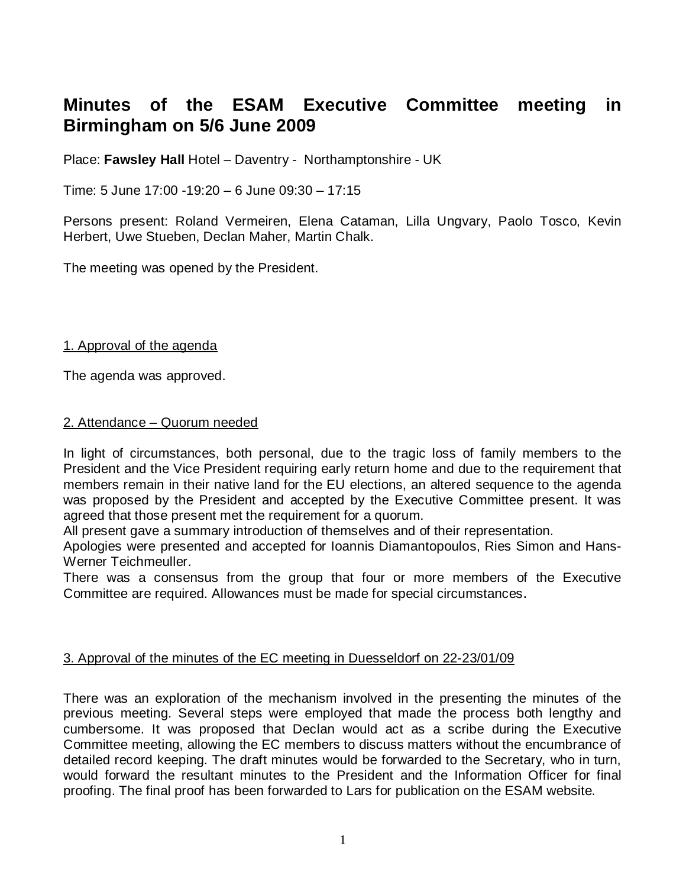# Minutes of the ESAM Executive Committee meeting in Birmingham on 5/6 June 2009

Place: **Fawsley Hall** Hotel – Daventry - Northamptonshire - UK

Time: 5 June 17:00 -19:20 – 6 June 09:30 – 17:15

Persons present: Roland Vermeiren, Elena Cataman, Lilla Ungvary, Paolo Tosco, Kevin Herbert, Uwe Stueben, Declan Maher, Martin Chalk.

The meeting was opened by the President.

## 1. Approval of the agenda

The agenda was approved.

## 2. Attendance – Quorum needed

In light of circumstances, both personal, due to the tragic loss of family members to the President and the Vice President requiring early return home and due to the requirement that members remain in their native land for the EU elections, an altered sequence to the agenda was proposed by the President and accepted by the Executive Committee present. It was agreed that those present met the requirement for a quorum.
All present gave a summary introduction of themselves and of their representation.
Apologies were presented and accepted for Ioannis Diamantopoulos, Ries Simon and Hans-Werner Teichmeuller.
There was a consensus from the group that four or more members of the Executive Committee are required. Allowances must be made for special circumstances.

## 3. Approval of the minutes of the EC meeting in Duesseldorf on 22-23/01/09

There was an exploration of the mechanism involved in the presenting the minutes of the previous meeting. Several steps were employed that made the process both lengthy and cumbersome. It was proposed that Declan would act as a scribe during the Executive Committee meeting, allowing the EC members to discuss matters without the encumbrance of detailed record keeping. The draft minutes would be forwarded to the Secretary, who in turn, would forward the resultant minutes to the President and the Information Officer for final proofing. The final proof has been forwarded to Lars for publication on the ESAM website.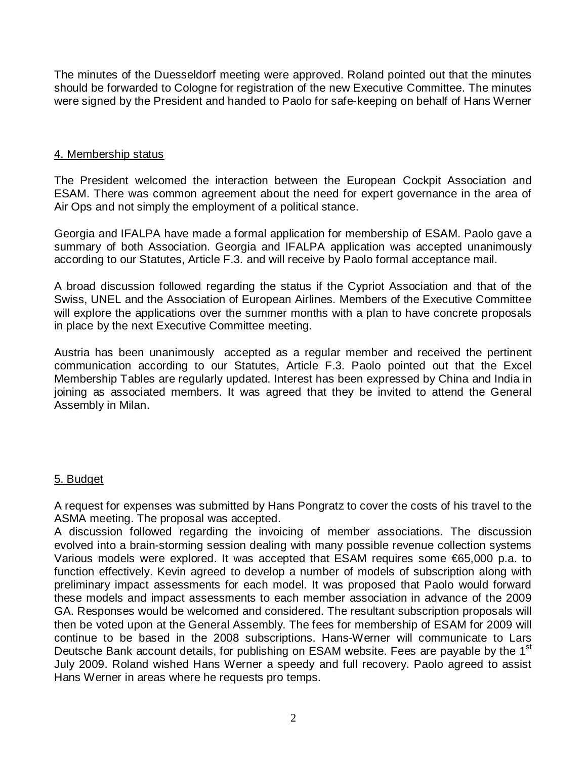The minutes of the Duesseldorf meeting were approved. Roland pointed out that the minutes should be forwarded to Cologne for registration of the new Executive Committee. The minutes were signed by the President and handed to Paolo for safe-keeping on behalf of Hans Werner

## 4. Membership status

The President welcomed the interaction between the European Cockpit Association and ESAM. There was common agreement about the need for expert governance in the area of Air Ops and not simply the employment of a political stance.

Georgia and IFALPA have made a formal application for membership of ESAM. Paolo gave a summary of both Association. Georgia and IFALPA application was accepted unanimously according to our Statutes, Article F.3. and will receive by Paolo formal acceptance mail.

A broad discussion followed regarding the status if the Cypriot Association and that of the Swiss, UNEL and the Association of European Airlines. Members of the Executive Committee will explore the applications over the summer months with a plan to have concrete proposals in place by the next Executive Committee meeting.

Austria has been unanimously accepted as a regular member and received the pertinent communication according to our Statutes, Article F.3. Paolo pointed out that the Excel Membership Tables are regularly updated. Interest has been expressed by China and India in joining as associated members. It was agreed that they be invited to attend the General Assembly in Milan.

## 5. Budget

A request for expenses was submitted by Hans Pongratz to cover the costs of his travel to the ASMA meeting. The proposal was accepted.

A discussion followed regarding the invoicing of member associations. The discussion evolved into a brain-storming session dealing with many possible revenue collection systems Various models were explored. It was accepted that ESAM requires some €65,000 p.a. to function effectively. Kevin agreed to develop a number of models of subscription along with preliminary impact assessments for each model. It was proposed that Paolo would forward these models and impact assessments to each member association in advance of the 2009 GA. Responses would be welcomed and considered. The resultant subscription proposals will then be voted upon at the General Assembly. The fees for membership of ESAM for 2009 will continue to be based in the 2008 subscriptions. Hans-Werner will communicate to Lars Deutsche Bank account details, for publishing on ESAM website. Fees are payable by the 1st July 2009. Roland wished Hans Werner a speedy and full recovery. Paolo agreed to assist Hans Werner in areas where he requests pro temps.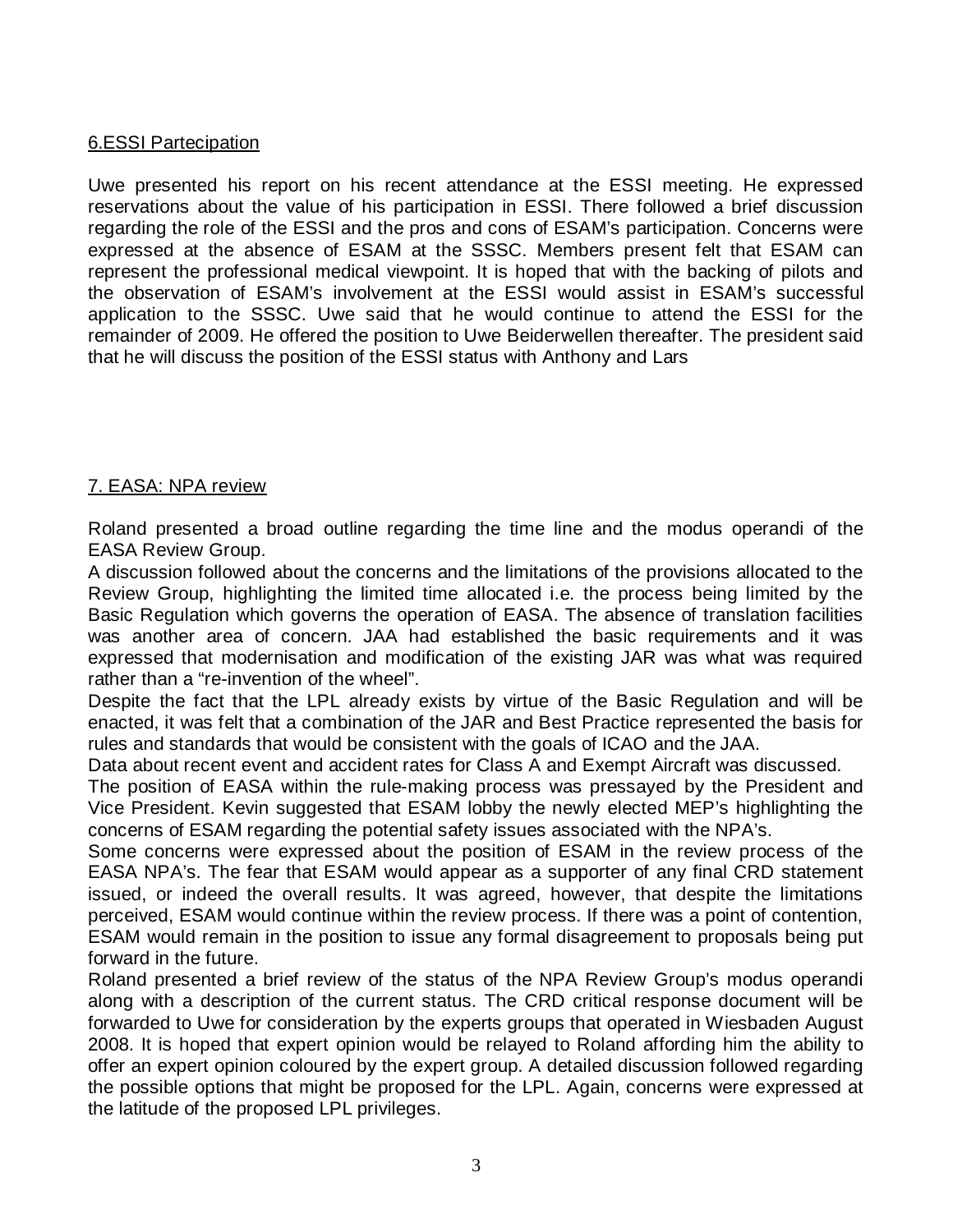## 6.ESSI Partecipation

Uwe presented his report on his recent attendance at the ESSI meeting. He expressed reservations about the value of his participation in ESSI. There followed a brief discussion regarding the role of the ESSI and the pros and cons of ESAM's participation. Concerns were expressed at the absence of ESAM at the SSSC. Members present felt that ESAM can represent the professional medical viewpoint. It is hoped that with the backing of pilots and the observation of ESAM's involvement at the ESSI would assist in ESAM's successful application to the SSSC. Uwe said that he would continue to attend the ESSI for the remainder of 2009. He offered the position to Uwe Beiderwellen thereafter. The president said that he will discuss the position of the ESSI status with Anthony and Lars

## 7. EASA: NPA review

Roland presented a broad outline regarding the time line and the modus operandi of the EASA Review Group.

A discussion followed about the concerns and the limitations of the provisions allocated to the Review Group, highlighting the limited time allocated i.e. the process being limited by the Basic Regulation which governs the operation of EASA. The absence of translation facilities was another area of concern. JAA had established the basic requirements and it was expressed that modernisation and modification of the existing JAR was what was required rather than a "re-invention of the wheel".

Despite the fact that the LPL already exists by virtue of the Basic Regulation and will be enacted, it was felt that a combination of the JAR and Best Practice represented the basis for rules and standards that would be consistent with the goals of ICAO and the JAA.

Data about recent event and accident rates for Class A and Exempt Aircraft was discussed.

The position of EASA within the rule-making process was pressayed by the President and Vice President. Kevin suggested that ESAM lobby the newly elected MEP's highlighting the concerns of ESAM regarding the potential safety issues associated with the NPA's.

Some concerns were expressed about the position of ESAM in the review process of the EASA NPA's. The fear that ESAM would appear as a supporter of any final CRD statement issued, or indeed the overall results. It was agreed, however, that despite the limitations perceived, ESAM would continue within the review process. If there was a point of contention, ESAM would remain in the position to issue any formal disagreement to proposals being put forward in the future.

Roland presented a brief review of the status of the NPA Review Group's modus operandi along with a description of the current status. The CRD critical response document will be forwarded to Uwe for consideration by the experts groups that operated in Wiesbaden August 2008. It is hoped that expert opinion would be relayed to Roland affording him the ability to offer an expert opinion coloured by the expert group. A detailed discussion followed regarding the possible options that might be proposed for the LPL. Again, concerns were expressed at the latitude of the proposed LPL privileges.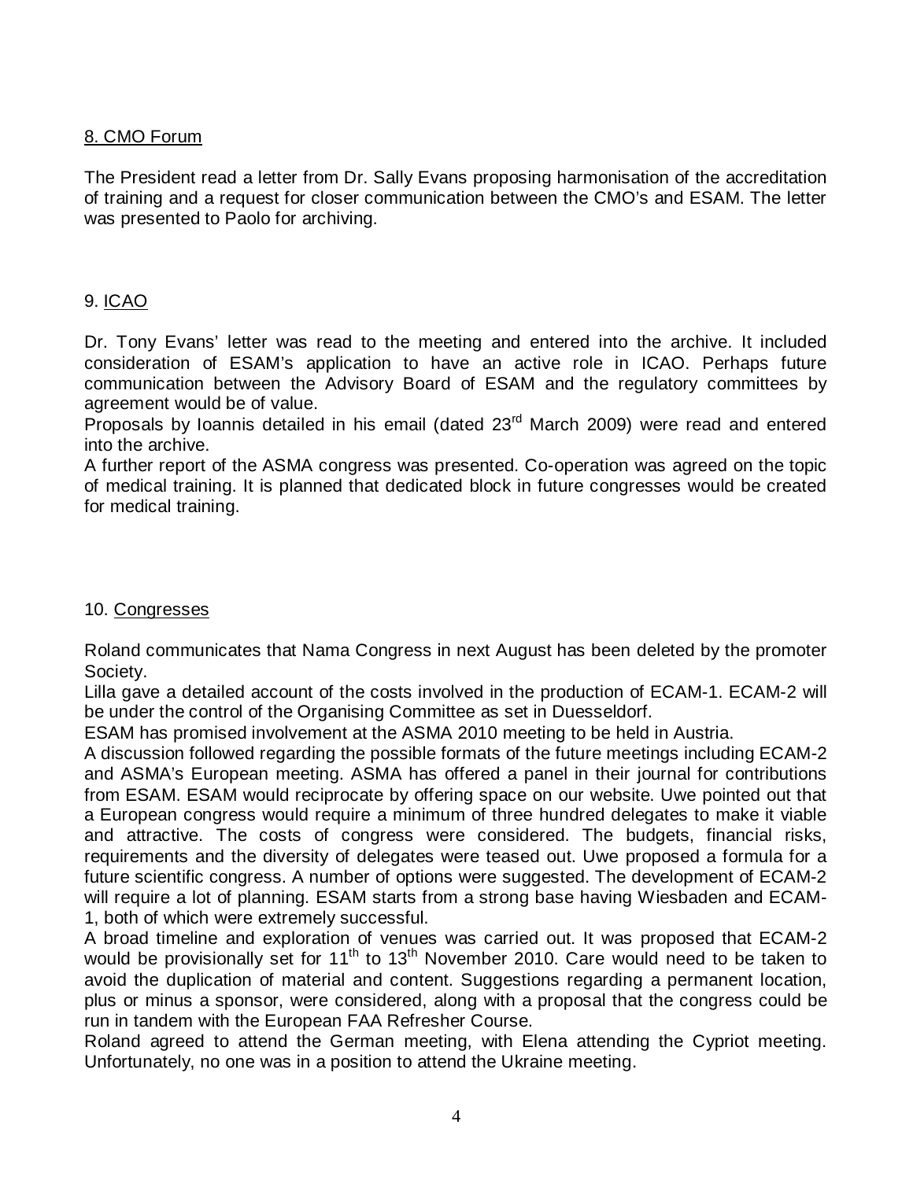## 8. CMO Forum

The President read a letter from Dr. Sally Evans proposing harmonisation of the accreditation of training and a request for closer communication between the CMO's and ESAM. The letter was presented to Paolo for archiving.

## 9. ICAO

Dr. Tony Evans' letter was read to the meeting and entered into the archive. It included consideration of ESAM's application to have an active role in ICAO. Perhaps future communication between the Advisory Board of ESAM and the regulatory committees by agreement would be of value.
Proposals by Ioannis detailed in his email (dated 23rd March 2009) were read and entered into the archive.
A further report of the ASMA congress was presented. Co-operation was agreed on the topic of medical training. It is planned that dedicated block in future congresses would be created for medical training.

## 10. Congresses

Roland communicates that Nama Congress in next August has been deleted by the promoter Society.
Lilla gave a detailed account of the costs involved in the production of ECAM-1. ECAM-2 will be under the control of the Organising Committee as set in Duesseldorf.
ESAM has promised involvement at the ASMA 2010 meeting to be held in Austria.
A discussion followed regarding the possible formats of the future meetings including ECAM-2 and ASMA's European meeting. ASMA has offered a panel in their journal for contributions from ESAM. ESAM would reciprocate by offering space on our website. Uwe pointed out that a European congress would require a minimum of three hundred delegates to make it viable and attractive. The costs of congress were considered. The budgets, financial risks, requirements and the diversity of delegates were teased out. Uwe proposed a formula for a future scientific congress. A number of options were suggested. The development of ECAM-2 will require a lot of planning. ESAM starts from a strong base having Wiesbaden and ECAM-1, both of which were extremely successful.
A broad timeline and exploration of venues was carried out. It was proposed that ECAM-2 would be provisionally set for 11th to 13th November 2010. Care would need to be taken to avoid the duplication of material and content. Suggestions regarding a permanent location, plus or minus a sponsor, were considered, along with a proposal that the congress could be run in tandem with the European FAA Refresher Course.
Roland agreed to attend the German meeting, with Elena attending the Cypriot meeting. Unfortunately, no one was in a position to attend the Ukraine meeting.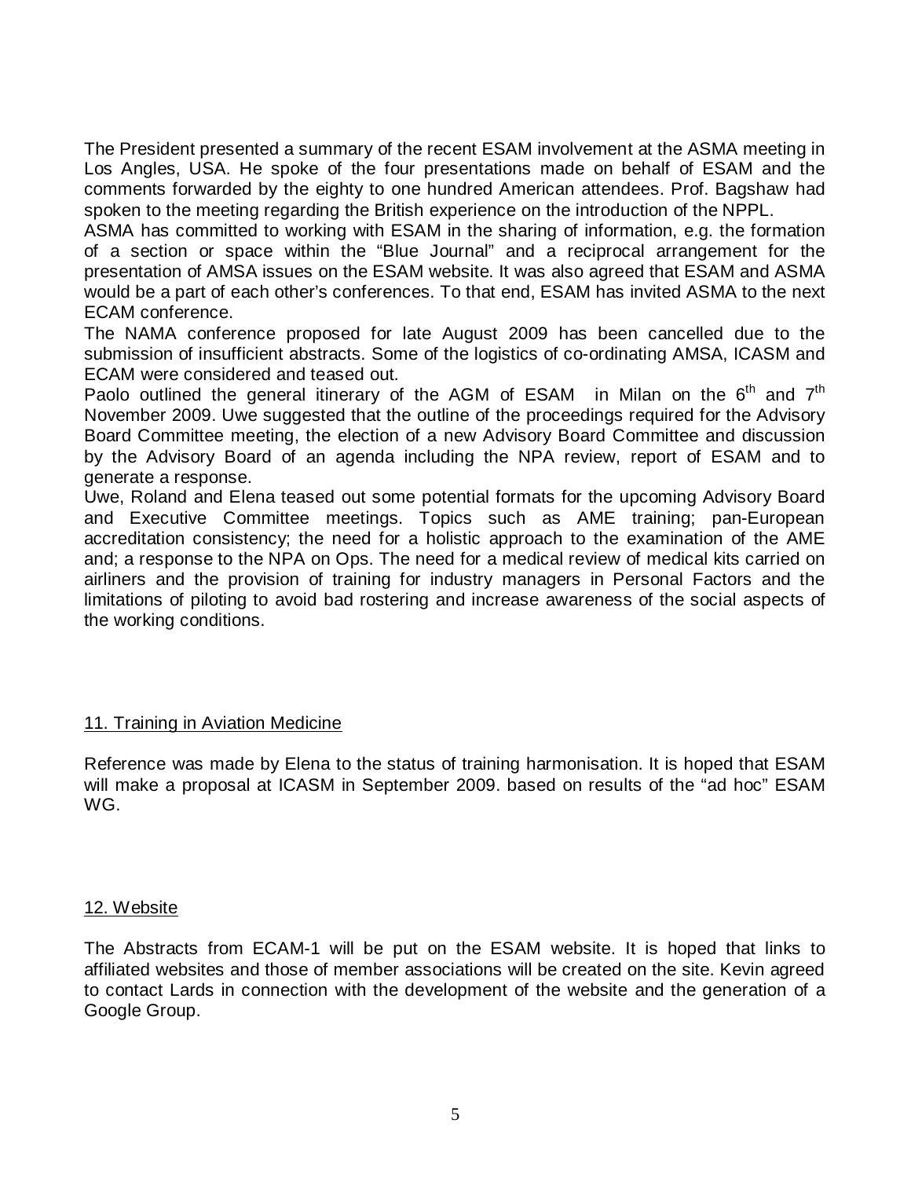The President presented a summary of the recent ESAM involvement at the ASMA meeting in Los Angles, USA. He spoke of the four presentations made on behalf of ESAM and the comments forwarded by the eighty to one hundred American attendees. Prof. Bagshaw had spoken to the meeting regarding the British experience on the introduction of the NPPL.

ASMA has committed to working with ESAM in the sharing of information, e.g. the formation of a section or space within the "Blue Journal" and a reciprocal arrangement for the presentation of AMSA issues on the ESAM website. It was also agreed that ESAM and ASMA would be a part of each other's conferences. To that end, ESAM has invited ASMA to the next ECAM conference.

The NAMA conference proposed for late August 2009 has been cancelled due to the submission of insufficient abstracts. Some of the logistics of co-ordinating AMSA, ICASM and ECAM were considered and teased out.

Paolo outlined the general itinerary of the AGM of ESAM in Milan on the 6th and 7th November 2009. Uwe suggested that the outline of the proceedings required for the Advisory Board Committee meeting, the election of a new Advisory Board Committee and discussion by the Advisory Board of an agenda including the NPA review, report of ESAM and to generate a response.

Uwe, Roland and Elena teased out some potential formats for the upcoming Advisory Board and Executive Committee meetings. Topics such as AME training; pan-European accreditation consistency; the need for a holistic approach to the examination of the AME and; a response to the NPA on Ops. The need for a medical review of medical kits carried on airliners and the provision of training for industry managers in Personal Factors and the limitations of piloting to avoid bad rostering and increase awareness of the social aspects of the working conditions.

## 11. Training in Aviation Medicine

Reference was made by Elena to the status of training harmonisation. It is hoped that ESAM will make a proposal at ICASM in September 2009. based on results of the "ad hoc" ESAM WG.

## 12. Website

The Abstracts from ECAM-1 will be put on the ESAM website. It is hoped that links to affiliated websites and those of member associations will be created on the site. Kevin agreed to contact Lards in connection with the development of the website and the generation of a Google Group.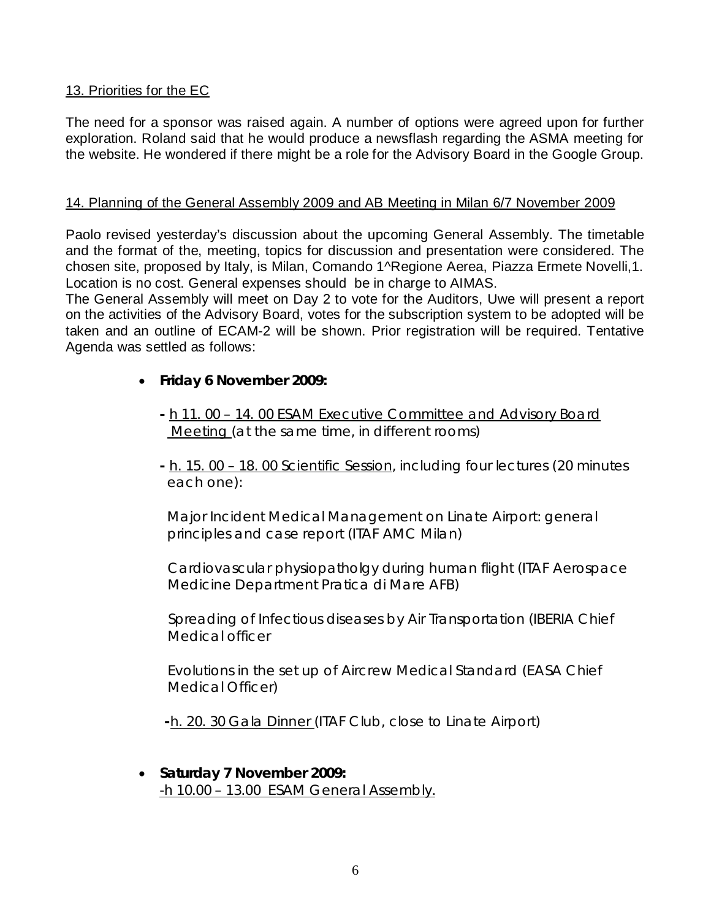## 13. Priorities for the EC

The need for a sponsor was raised again. A number of options were agreed upon for further exploration. Roland said that he would produce a newsflash regarding the ASMA meeting for the website. He wondered if there might be a role for the Advisory Board in the Google Group.

## 14. Planning of the General Assembly 2009 and AB Meeting in Milan 6/7 November 2009

Paolo revised yesterday's discussion about the upcoming General Assembly. The timetable and the format of the, meeting, topics for discussion and presentation were considered. The chosen site, proposed by Italy, is Milan, Comando 1^Regione Aerea, Piazza Ermete Novelli,1. Location is no cost. General expenses should be in charge to AIMAS.

The General Assembly will meet on Day 2 to vote for the Auditors, Uwe will present a report on the activities of the Advisory Board, votes for the subscription system to be adopted will be taken and an outline of ECAM-2 will be shown. Prior registration will be required. Tentative Agenda was settled as follows:

- **Friday 6 November 2009:**

  - h 11. 00 – 14. 00 ESAM Executive Committee and Advisory Board Meeting (at the same time, in different rooms)

  - h. 15. 00 – 18. 00 Scientific Session, including four lectures (20 minutes each one):

    Major Incident Medical Management on Linate Airport: general principles and case report (ITAF AMC Milan)

    Cardiovascular physiopatholgy during human flight (ITAF Aerospace Medicine Department Pratica di Mare AFB)

    Spreading of Infectious diseases by Air Transportation (IBERIA Chief Medical officer

    Evolutions in the set up of Aircrew Medical Standard (EASA Chief Medical Officer)

  - h. 20. 30 Gala Dinner (ITAF Club, close to Linate Airport)

- **Saturday 7 November 2009:**
  -h 10.00 – 13.00 ESAM General Assembly.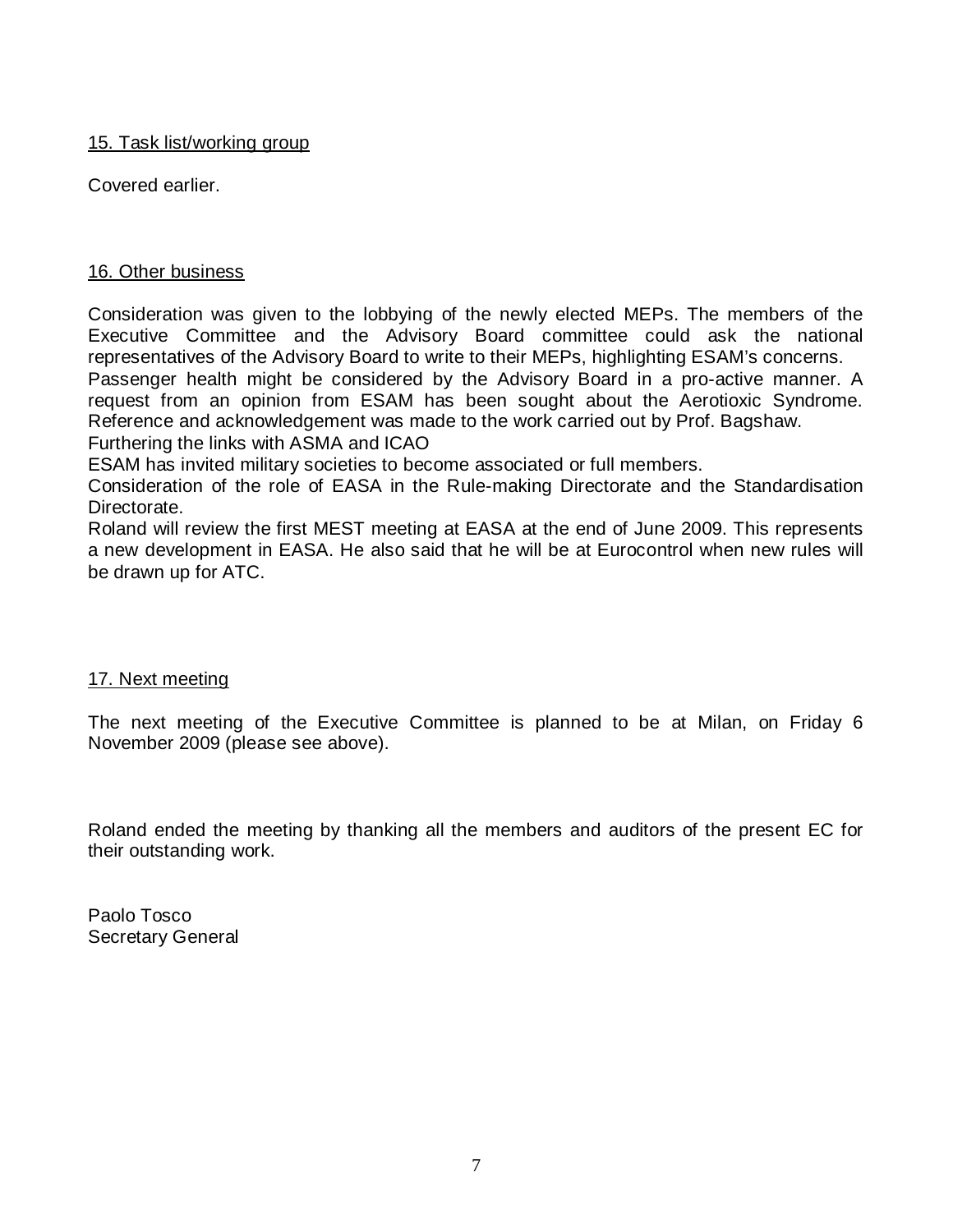## 15. Task list/working group

Covered earlier.

## 16. Other business

Consideration was given to the lobbying of the newly elected MEPs. The members of the Executive Committee and the Advisory Board committee could ask the national representatives of the Advisory Board to write to their MEPs, highlighting ESAM's concerns.
Passenger health might be considered by the Advisory Board in a pro-active manner. A request from an opinion from ESAM has been sought about the Aerotioxic Syndrome. Reference and acknowledgement was made to the work carried out by Prof. Bagshaw.
Furthering the links with ASMA and ICAO
ESAM has invited military societies to become associated or full members.
Consideration of the role of EASA in the Rule-making Directorate and the Standardisation Directorate.
Roland will review the first MEST meeting at EASA at the end of June 2009. This represents a new development in EASA. He also said that he will be at Eurocontrol when new rules will be drawn up for ATC.

## 17. Next meeting

The next meeting of the Executive Committee is planned to be at Milan, on Friday 6 November 2009 (please see above).

Roland ended the meeting by thanking all the members and auditors of the present EC for their outstanding work.

Paolo Tosco
Secretary General